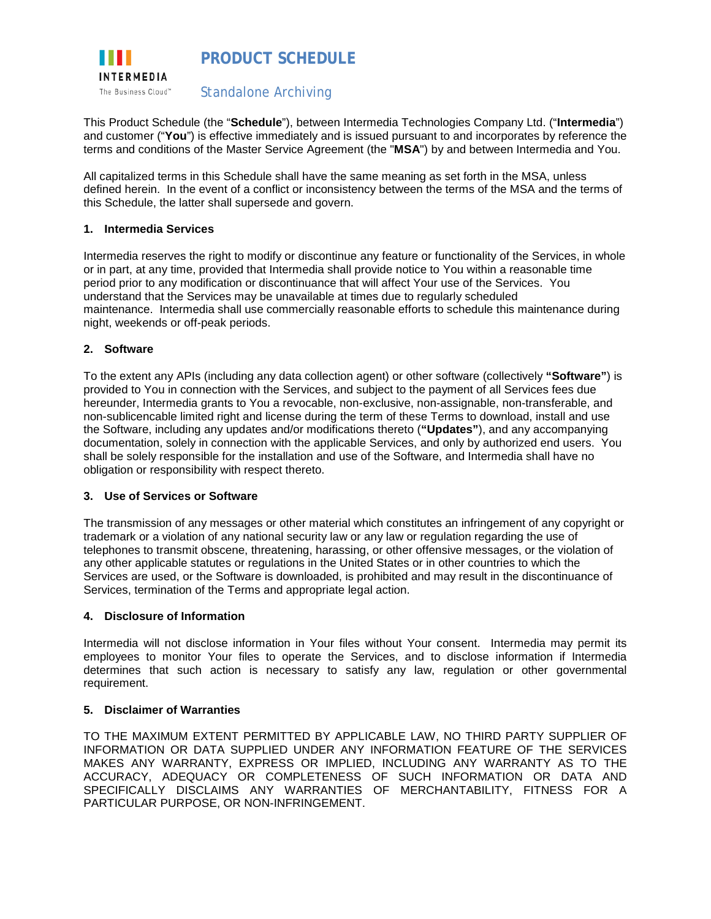INTERMEDIA

The Business Cloud™

# PRODUCT SCHEDULE

## Standalone Archiving

This Product Schedule (the "**Schedule**"), between Intermedia Technologies Company Ltd. ("**Intermedia**") and customer ("**You**") is effective immediately and is issued pursuant to and incorporates by reference the terms and conditions of the Master Service Agreement (the "**MSA**") by and between Intermedia and You.

All capitalized terms in this Schedule shall have the same meaning as set forth in the MSA, unless defined herein. In the event of a conflict or inconsistency between the terms of the MSA and the terms of this Schedule, the latter shall supersede and govern.

### 1. Intermedia Services

Intermedia reserves the right to modify or discontinue any feature or functionality of the Services, in whole or in part, at any time, provided that Intermedia shall provide notice to You within a reasonable time period prior to any modification or discontinuance that will affect Your use of the Services. You understand that the Services may be unavailable at times due to regularly scheduled maintenance. Intermedia shall use commercially reasonable efforts to schedule this maintenance during night, weekends or off-peak periods.

### 2. Software

To the extent any APIs (including any data collection agent) or other software (collectively **"Software"**) is provided to You in connection with the Services, and subject to the payment of all Services fees due hereunder, Intermedia grants to You a revocable, non-exclusive, non-assignable, non-transferable, and non-sublicencable limited right and license during the term of these Terms to download, install and use the Software, including any updates and/or modifications thereto (**"Updates"**), and any accompanying documentation, solely in connection with the applicable Services, and only by authorized end users. You shall be solely responsible for the installation and use of the Software, and Intermedia shall have no obligation or responsibility with respect thereto.

### 3. Use of Services or Software

The transmission of any messages or other material which constitutes an infringement of any copyright or trademark or a violation of any national security law or any law or regulation regarding the use of telephones to transmit obscene, threatening, harassing, or other offensive messages, or the violation of any other applicable statutes or regulations in the United States or in other countries to which the Services are used, or the Software is downloaded, is prohibited and may result in the discontinuance of Services, termination of the Terms and appropriate legal action.

### 4. Disclosure of Information

Intermedia will not disclose information in Your files without Your consent. Intermedia may permit its employees to monitor Your files to operate the Services, and to disclose information if Intermedia determines that such action is necessary to satisfy any law, regulation or other governmental requirement.

### 5. Disclaimer of Warranties

TO THE MAXIMUM EXTENT PERMITTED BY APPLICABLE LAW, NO THIRD PARTY SUPPLIER OF INFORMATION OR DATA SUPPLIED UNDER ANY INFORMATION FEATURE OF THE SERVICES MAKES ANY WARRANTY, EXPRESS OR IMPLIED, INCLUDING ANY WARRANTY AS TO THE ACCURACY, ADEQUACY OR COMPLETENESS OF SUCH INFORMATION OR DATA AND SPECIFICALLY DISCLAIMS ANY WARRANTIES OF MERCHANTABILITY, FITNESS FOR A PARTICULAR PURPOSE, OR NON-INFRINGEMENT.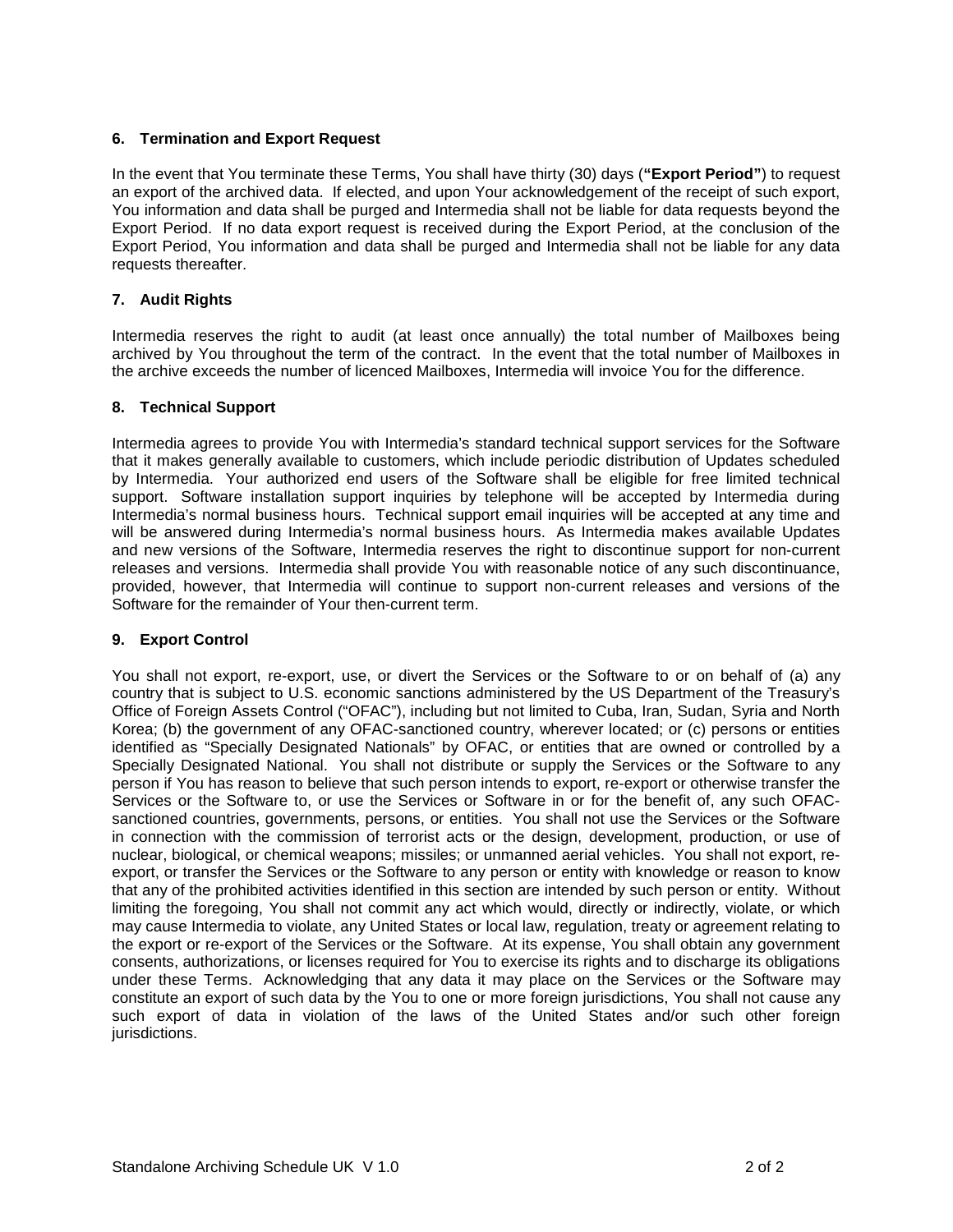### 6. Termination and Export Request

In the event that You terminate these Terms, You shall have thirty (30) days (**"Export Period"**) to request an export of the archived data. If elected, and upon Your acknowledgement of the receipt of such export, You information and data shall be purged and Intermedia shall not be liable for data requests beyond the Export Period. If no data export request is received during the Export Period, at the conclusion of the Export Period, You information and data shall be purged and Intermedia shall not be liable for any data requests thereafter.

### 7. Audit Rights

Intermedia reserves the right to audit (at least once annually) the total number of Mailboxes being archived by You throughout the term of the contract. In the event that the total number of Mailboxes in the archive exceeds the number of licenced Mailboxes, Intermedia will invoice You for the difference.

### 8. Technical Support

Intermedia agrees to provide You with Intermedia's standard technical support services for the Software that it makes generally available to customers, which include periodic distribution of Updates scheduled by Intermedia. Your authorized end users of the Software shall be eligible for free limited technical support. Software installation support inquiries by telephone will be accepted by Intermedia during Intermedia's normal business hours. Technical support email inquiries will be accepted at any time and will be answered during Intermedia's normal business hours. As Intermedia makes available Updates and new versions of the Software, Intermedia reserves the right to discontinue support for non-current releases and versions. Intermedia shall provide You with reasonable notice of any such discontinuance, provided, however, that Intermedia will continue to support non-current releases and versions of the Software for the remainder of Your then-current term.

### 9. Export Control

You shall not export, re-export, use, or divert the Services or the Software to or on behalf of (a) any country that is subject to U.S. economic sanctions administered by the US Department of the Treasury's Office of Foreign Assets Control ("OFAC"), including but not limited to Cuba, Iran, Sudan, Syria and North Korea; (b) the government of any OFAC-sanctioned country, wherever located; or (c) persons or entities identified as "Specially Designated Nationals" by OFAC, or entities that are owned or controlled by a Specially Designated National. You shall not distribute or supply the Services or the Software to any person if You has reason to believe that such person intends to export, re-export or otherwise transfer the Services or the Software to, or use the Services or Software in or for the benefit of, any such OFAC-sanctioned countries, governments, persons, or entities. You shall not use the Services or the Software in connection with the commission of terrorist acts or the design, development, production, or use of nuclear, biological, or chemical weapons; missiles; or unmanned aerial vehicles. You shall not export, re-export, or transfer the Services or the Software to any person or entity with knowledge or reason to know that any of the prohibited activities identified in this section are intended by such person or entity. Without limiting the foregoing, You shall not commit any act which would, directly or indirectly, violate, or which may cause Intermedia to violate, any United States or local law, regulation, treaty or agreement relating to the export or re-export of the Services or the Software. At its expense, You shall obtain any government consents, authorizations, or licenses required for You to exercise its rights and to discharge its obligations under these Terms. Acknowledging that any data it may place on the Services or the Software may constitute an export of such data by the You to one or more foreign jurisdictions, You shall not cause any such export of data in violation of the laws of the United States and/or such other foreign jurisdictions.